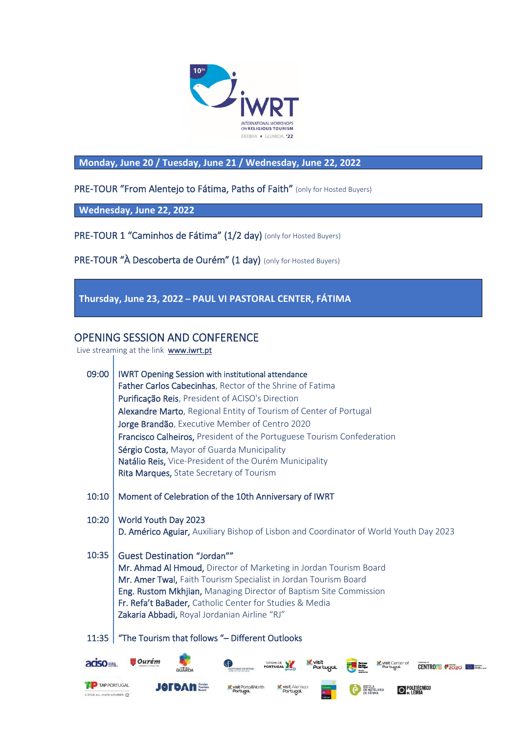10TH IWRT
INTERNATIONAL WORKSHOPS ON RELIGIOUS TOURISM
FÁTIMA • GUARDA '22

## Monday, June 20 / Tuesday, June 21 / Wednesday, June 22, 2022

PRE-TOUR "From Alentejo to Fátima, Paths of Faith" (only for Hosted Buyers)

## Wednesday, June 22, 2022

PRE-TOUR 1 "Caminhos de Fátima" (1/2 day) (only for Hosted Buyers)

PRE-TOUR "À Descoberta de Ourém" (1 day) (only for Hosted Buyers)

## Thursday, June 23, 2022 – PAUL VI PASTORAL CENTER, FÁTIMA

## OPENING SESSION AND CONFERENCE

Live streaming at the link www.iwrt.pt

**09:00** IWRT Opening Session with institutional attendance
Father Carlos Cabecinhas, Rector of the Shrine of Fatima
Purificação Reis, President of ACISO's Direction
Alexandre Marto, Regional Entity of Tourism of Center of Portugal
Jorge Brandão, Executive Member of Centro 2020
Francisco Calheiros, President of the Portuguese Tourism Confederation
Sérgio Costa, Mayor of Guarda Municipality
Natálio Reis, Vice-President of the Ourém Municipality
Rita Marques, State Secretary of Tourism

**10:10** Moment of Celebration of the 10th Anniversary of IWRT

**10:20** World Youth Day 2023
D. Américo Aguiar, Auxiliary Bishop of Lisbon and Coordinator of World Youth Day 2023

**10:35** Guest Destination "Jordan""
Mr. Ahmad Al Hmoud, Director of Marketing in Jordan Tourism Board
Mr. Amer Twal, Faith Tourism Specialist in Jordan Tourism Board
Eng. Rustom Mkhjian, Managing Director of Baptism Site Commission
Fr. Refa't BaBader, Catholic Center for Studies & Media
Zakaria Abbadi, Royal Jordanian Airline "RJ"

**11:35** "The Tourism that follows "– Different Outlooks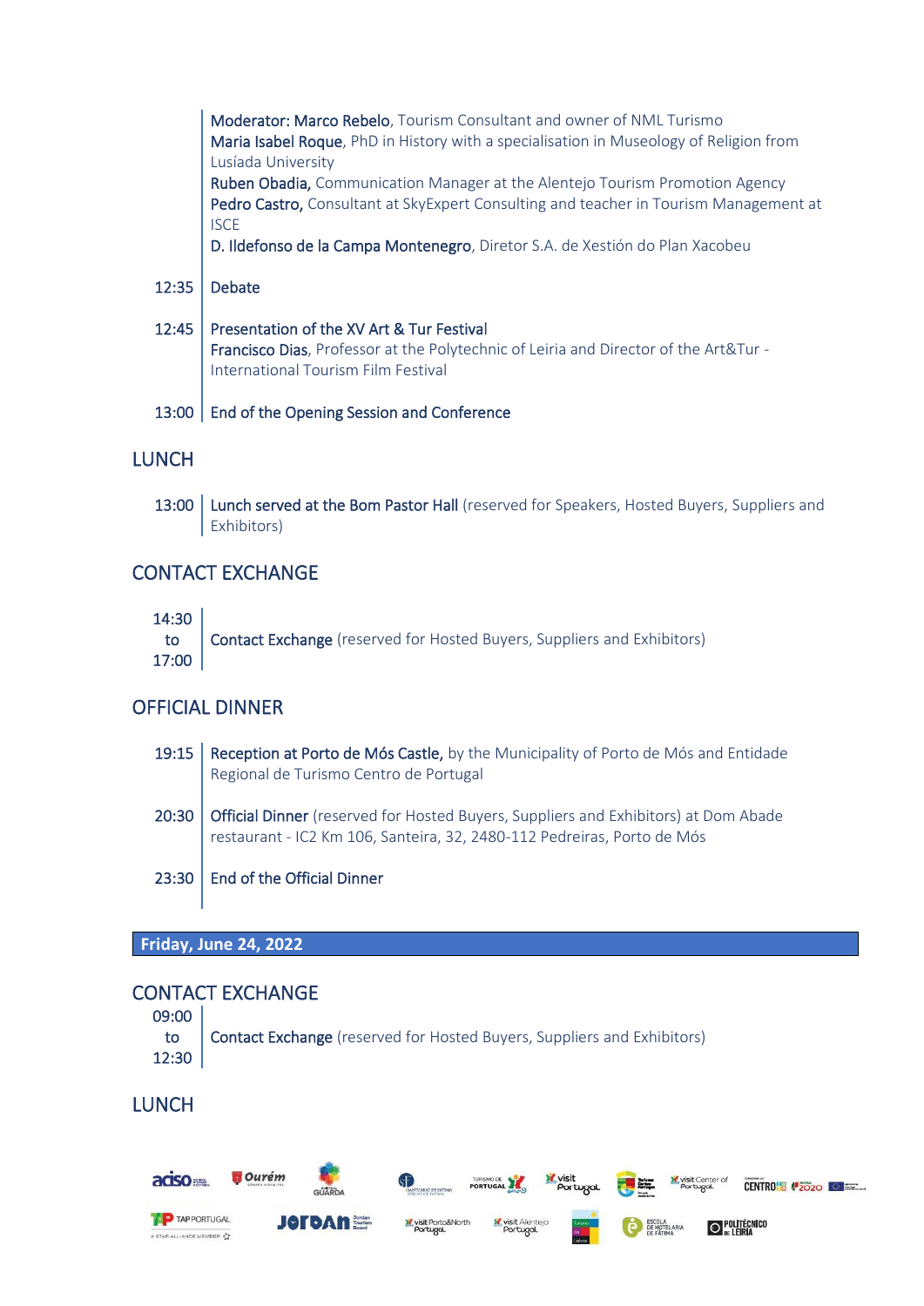**Moderator: Marco Rebelo**, Tourism Consultant and owner of NML Turismo
**Maria Isabel Roque**, PhD in History with a specialisation in Museology of Religion from Lusíada University
**Ruben Obadia,** Communication Manager at the Alentejo Tourism Promotion Agency
**Pedro Castro,** Consultant at SkyExpert Consulting and teacher in Tourism Management at ISCE
**D. Ildefonso de la Campa Montenegro**, Diretor S.A. de Xestión do Plan Xacobeu

| | |
|---|---|
| 12:35 | **Debate** |
| 12:45 | **Presentation of the XV Art & Tur Festival**<br>**Francisco Dias**, Professor at the Polytechnic of Leiria and Director of the Art&Tur - International Tourism Film Festival |
| 13:00 | **End of the Opening Session and Conference** |

## LUNCH

| | |
|---|---|
| 13:00 | **Lunch served at the Bom Pastor Hall** (reserved for Speakers, Hosted Buyers, Suppliers and Exhibitors) |

## CONTACT EXCHANGE

| | |
|---|---|
| 14:30 to 17:00 | **Contact Exchange** (reserved for Hosted Buyers, Suppliers and Exhibitors) |

## OFFICIAL DINNER

| | |
|---|---|
| 19:15 | **Reception at Porto de Mós Castle,** by the Municipality of Porto de Mós and Entidade Regional de Turismo Centro de Portugal |
| 20:30 | **Official Dinner** (reserved for Hosted Buyers, Suppliers and Exhibitors) at Dom Abade restaurant - IC2 Km 106, Santeira, 32, 2480-112 Pedreiras, Porto de Mós |
| 23:30 | **End of the Official Dinner** |

**Friday, June 24, 2022**

## CONTACT EXCHANGE

| | |
|---|---|
| 09:00 to 12:30 | **Contact Exchange** (reserved for Hosted Buyers, Suppliers and Exhibitors) |

## LUNCH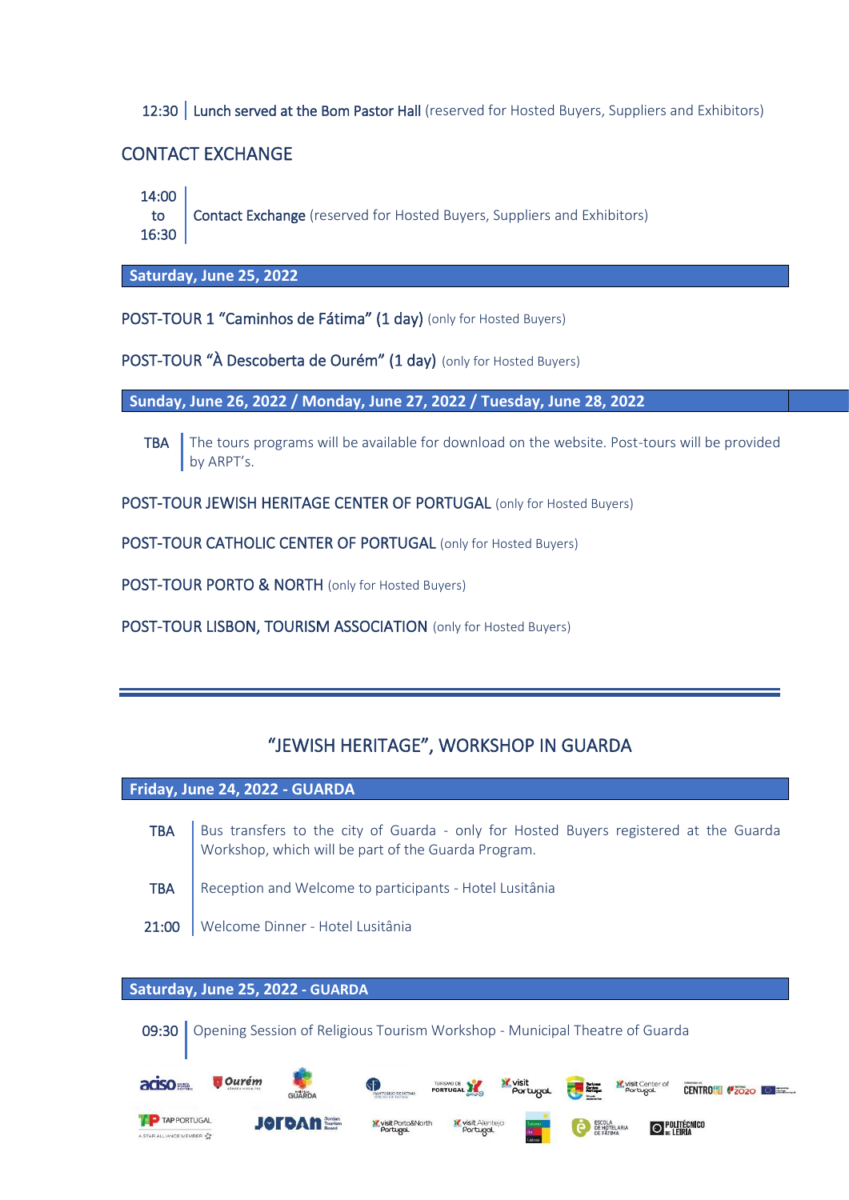12:30 | **Lunch served at the Bom Pastor Hall** (reserved for Hosted Buyers, Suppliers and Exhibitors)

## CONTACT EXCHANGE

14:00 to 16:30 | **Contact Exchange** (reserved for Hosted Buyers, Suppliers and Exhibitors)

**Saturday, June 25, 2022**

POST-TOUR 1 “Caminhos de Fátima” (1 day) (only for Hosted Buyers)

POST-TOUR “À Descoberta de Ourém” (1 day) (only for Hosted Buyers)

**Sunday, June 26, 2022 / Monday, June 27, 2022 / Tuesday, June 28, 2022**

TBA | The tours programs will be available for download on the website. Post-tours will be provided by ARPT’s.

POST-TOUR JEWISH HERITAGE CENTER OF PORTUGAL (only for Hosted Buyers)

POST-TOUR CATHOLIC CENTER OF PORTUGAL (only for Hosted Buyers)

POST-TOUR PORTO & NORTH (only for Hosted Buyers)

POST-TOUR LISBON, TOURISM ASSOCIATION (only for Hosted Buyers)

---

## “JEWISH HERITAGE”, WORKSHOP IN GUARDA

**Friday, June 24, 2022 - GUARDA**

TBA | Bus transfers to the city of Guarda - only for Hosted Buyers registered at the Guarda Workshop, which will be part of the Guarda Program.

TBA | Reception and Welcome to participants - Hotel Lusitânia

21:00 | Welcome Dinner - Hotel Lusitânia

**Saturday, June 25, 2022 - GUARDA**

09:30 | Opening Session of Religious Tourism Workshop - Municipal Theatre of Guarda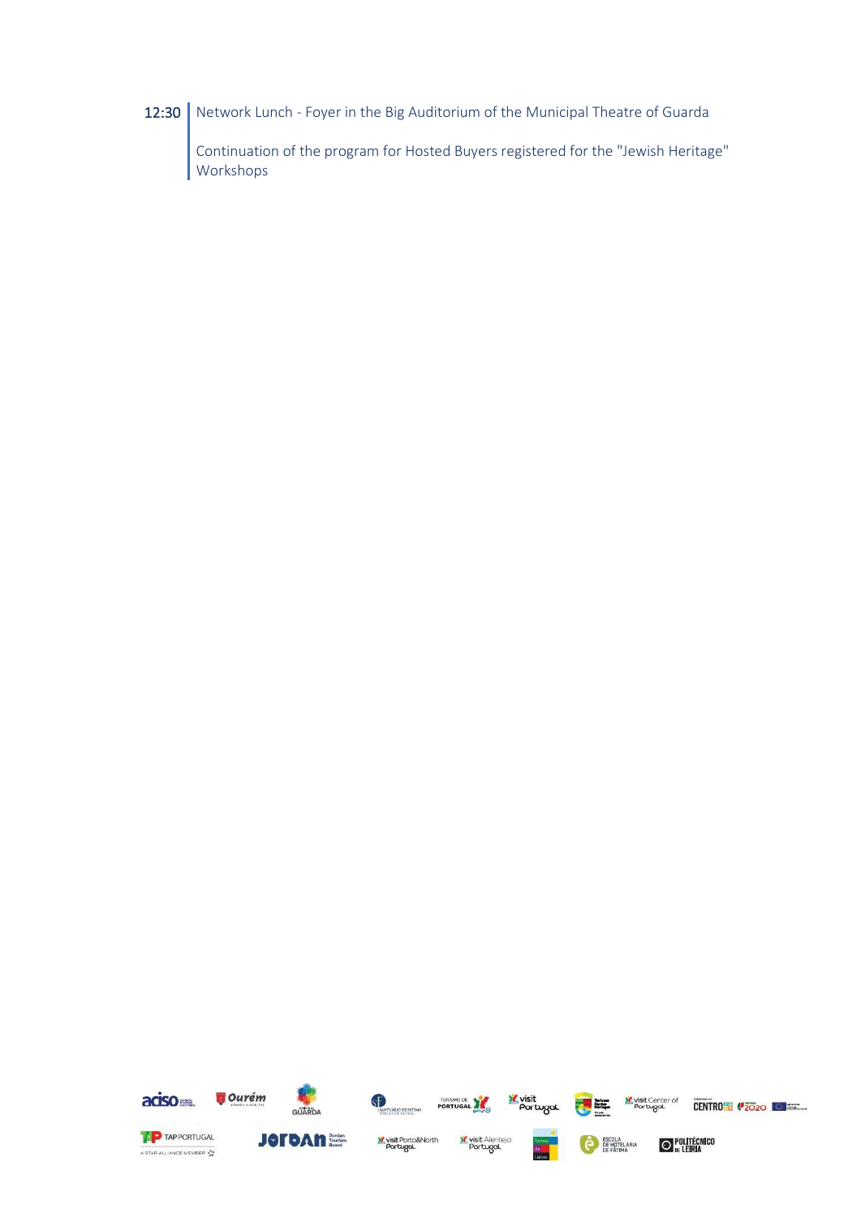**12:30** | Network Lunch - Foyer in the Big Auditorium of the Municipal Theatre of Guarda

Continuation of the program for Hosted Buyers registered for the "Jewish Heritage" Workshops